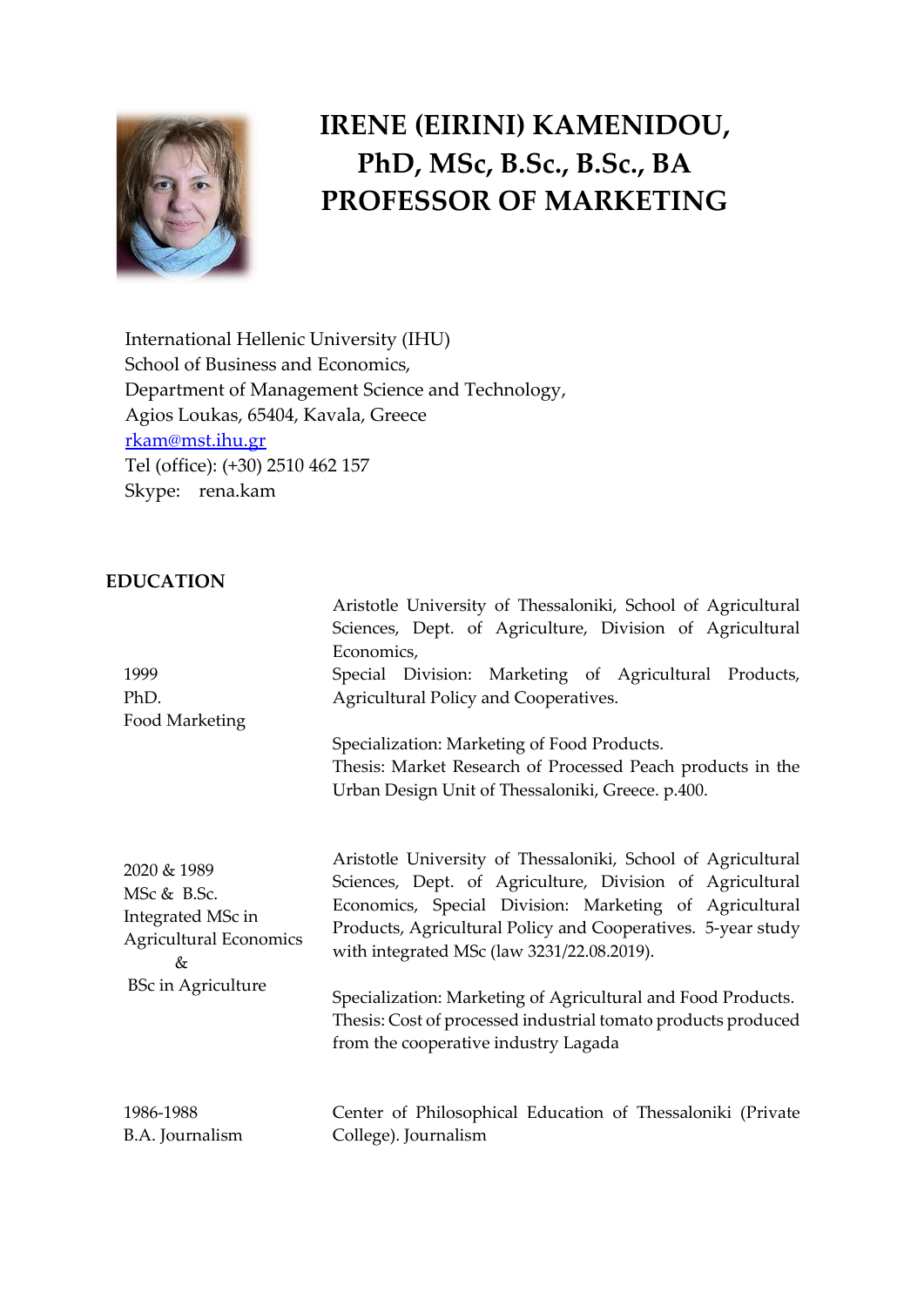# IRENE (EIRINI) KAMENIDOU, PhD, MSc, B.Sc., B.Sc., BA
# PROFESSOR OF MARKETING

International Hellenic University (IHU)
School of Business and Economics,
Department of Management Science and Technology,
Agios Loukas, 65404, Kavala, Greece
rkam@mst.ihu.gr
Tel (office): (+30) 2510 462 157
Skype: rena.kam

## EDUCATION

| | |
|---|---|
| 1999<br>PhD.<br>Food Marketing | Aristotle University of Thessaloniki, School of Agricultural Sciences, Dept. of Agriculture, Division of Agricultural Economics,<br>Special Division: Marketing of Agricultural Products, Agricultural Policy and Cooperatives.<br><br>Specialization: Marketing of Food Products.<br>Thesis: Market Research of Processed Peach products in the Urban Design Unit of Thessaloniki, Greece. p.400. |
| 2020 & 1989<br>MSc & B.Sc.<br>Integrated MSc in Agricultural Economics<br>&<br>BSc in Agriculture | Aristotle University of Thessaloniki, School of Agricultural Sciences, Dept. of Agriculture, Division of Agricultural Economics, Special Division: Marketing of Agricultural Products, Agricultural Policy and Cooperatives. 5-year study with integrated MSc (law 3231/22.08.2019).<br><br>Specialization: Marketing of Agricultural and Food Products.<br>Thesis: Cost of processed industrial tomato products produced from the cooperative industry Lagada |
| 1986-1988<br>B.A. Journalism | Center of Philosophical Education of Thessaloniki (Private College). Journalism |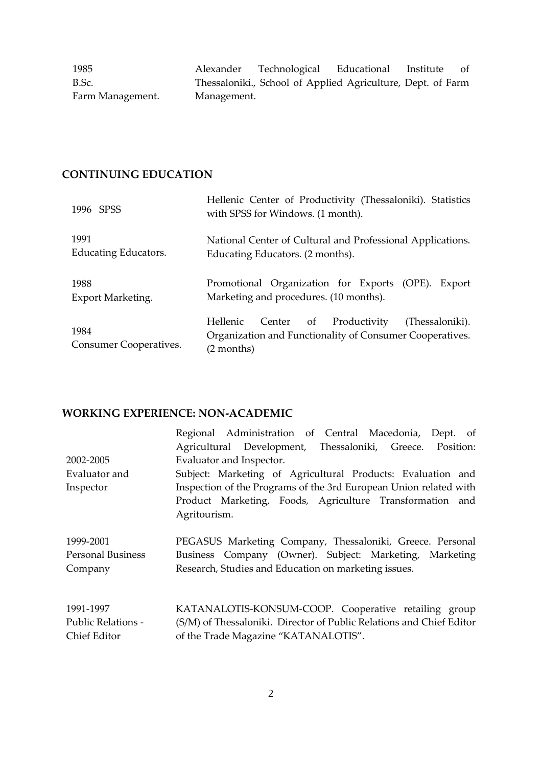| | |
|---|---|
| 1985<br>B.Sc.<br>Farm Management. | Alexander Technological Educational Institute of Thessaloniki., School of Applied Agriculture, Dept. of Farm Management. |

## CONTINUING EDUCATION

| | |
|---|---|
| 1996 SPSS | Hellenic Center of Productivity (Thessaloniki). Statistics with SPSS for Windows. (1 month). |
| 1991<br>Educating Educators. | National Center of Cultural and Professional Applications. Educating Educators. (2 months). |
| 1988<br>Export Marketing. | Promotional Organization for Exports (OPE). Export Marketing and procedures. (10 months). |
| 1984<br>Consumer Cooperatives. | Hellenic Center of Productivity (Thessaloniki). Organization and Functionality of Consumer Cooperatives. (2 months) |

## WORKING EXPERIENCE: NON-ACADEMIC

| | |
|---|---|
| 2002-2005<br>Evaluator and Inspector | Regional Administration of Central Macedonia, Dept. of Agricultural Development, Thessaloniki, Greece. Position: Evaluator and Inspector.<br>Subject: Marketing of Agricultural Products: Evaluation and Inspection of the Programs of the 3rd European Union related with Product Marketing, Foods, Agriculture Transformation and Agritourism. |
| 1999-2001<br>Personal Business Company | PEGASUS Marketing Company, Thessaloniki, Greece. Personal Business Company (Owner). Subject: Marketing, Marketing Research, Studies and Education on marketing issues. |
| 1991-1997<br>Public Relations - Chief Editor | KATANALOTIS-KONSUM-COOP. Cooperative retailing group (S/M) of Thessaloniki. Director of Public Relations and Chief Editor of the Trade Magazine "KATANALOTIS". |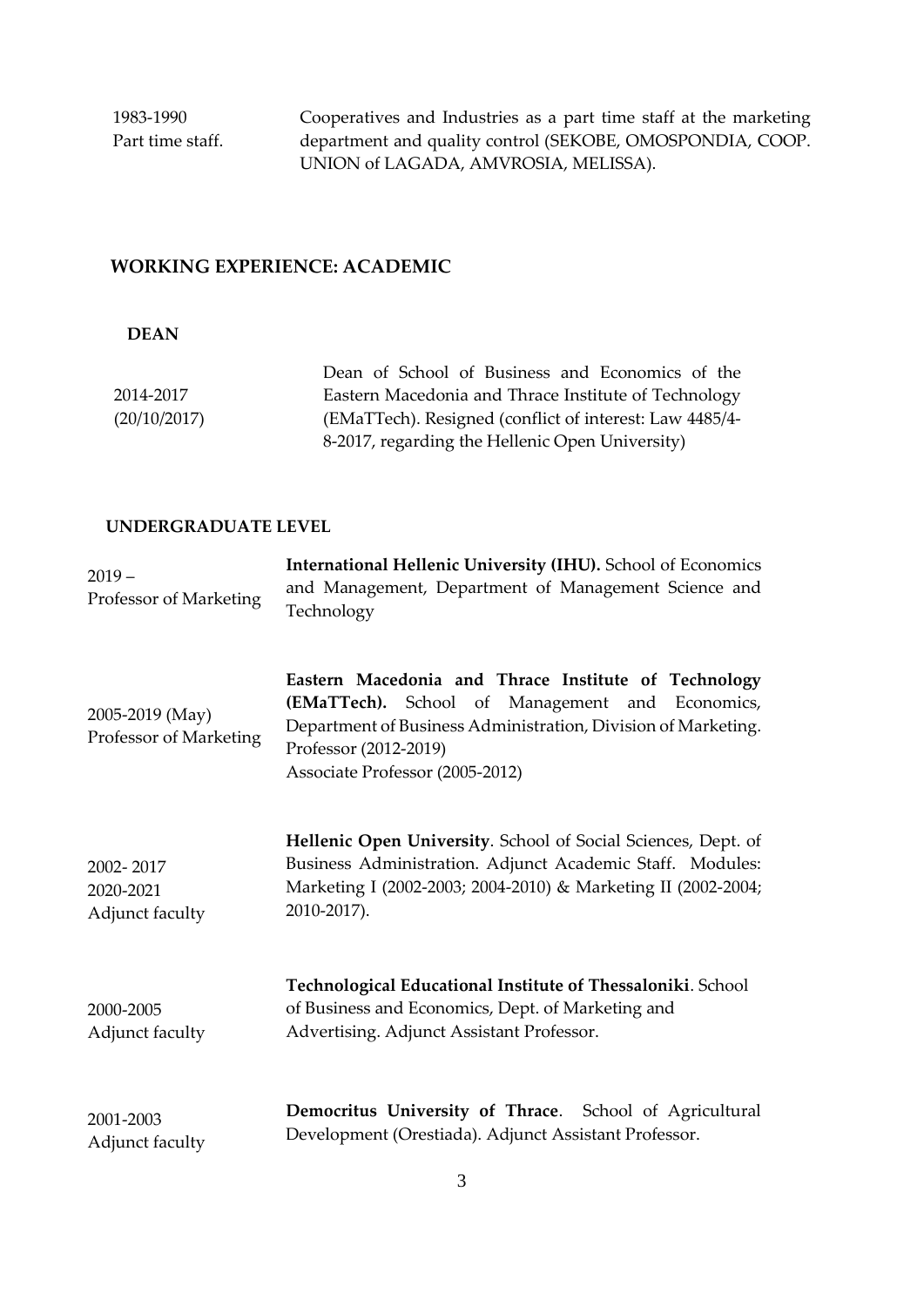| | |
|---|---|
| 1983-1990<br>Part time staff. | Cooperatives and Industries as a part time staff at the marketing department and quality control (SEKOBE, OMOSPONDIA, COOP. UNION of LAGADA, AMVROSIA, MELISSA). |

## WORKING EXPERIENCE: ACADEMIC

### DEAN

| | |
|---|---|
| 2014-2017<br>(20/10/2017) | Dean of School of Business and Economics of the Eastern Macedonia and Thrace Institute of Technology (EMaTTech). Resigned (conflict of interest: Law 4485/4-8-2017, regarding the Hellenic Open University) |

### UNDERGRADUATE LEVEL

| | |
|---|---|
| 2019 –<br>Professor of Marketing | **International Hellenic University (IHU).** School of Economics and Management, Department of Management Science and Technology |
| 2005-2019 (May)<br>Professor of Marketing | **Eastern Macedonia and Thrace Institute of Technology (EMaTTech).** School of Management and Economics, Department of Business Administration, Division of Marketing.<br>Professor (2012-2019)<br>Associate Professor (2005-2012) |
| 2002- 2017<br>2020-2021<br>Adjunct faculty | **Hellenic Open University**. School of Social Sciences, Dept. of Business Administration. Adjunct Academic Staff. Modules: Marketing I (2002-2003; 2004-2010) & Marketing II (2002-2004; 2010-2017). |
| 2000-2005<br>Adjunct faculty | **Technological Educational Institute of Thessaloniki**. School of Business and Economics, Dept. of Marketing and Advertising. Adjunct Assistant Professor. |
| 2001-2003<br>Adjunct faculty | **Democritus University of Thrace**. School of Agricultural Development (Orestiada). Adjunct Assistant Professor. |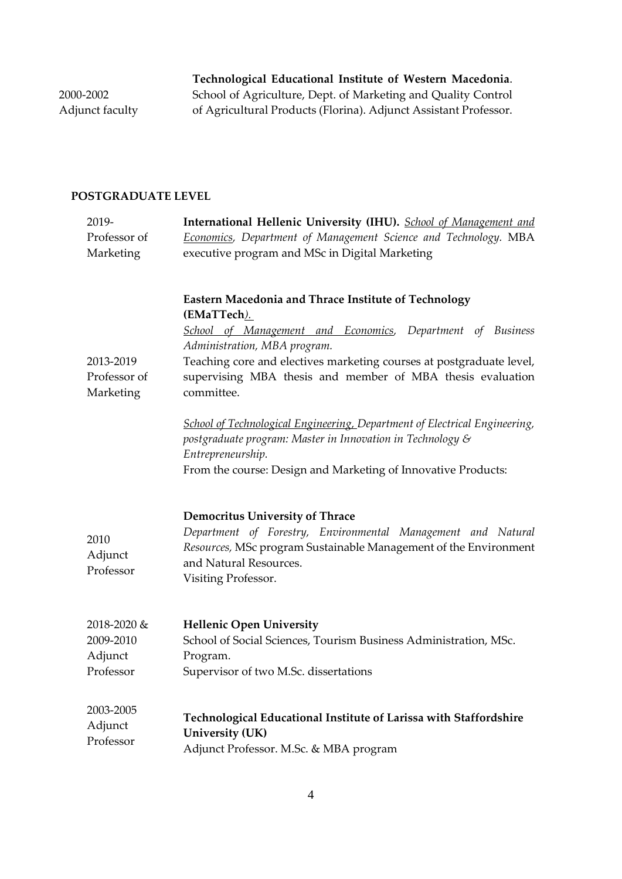| | |
|---|---|
| 2000-2002<br>Adjunct faculty | **Technological Educational Institute of Western Macedonia**. School of Agriculture, Dept. of Marketing and Quality Control of Agricultural Products (Florina). Adjunct Assistant Professor. |

**POSTGRADUATE LEVEL**

| | |
|---|---|
| 2019-<br>Professor of Marketing | **International Hellenic University (IHU).** *School of Management and Economics, Department of Management Science and Technology.* MBA executive program and MSc in Digital Marketing |
| 2013-2019<br>Professor of Marketing | **Eastern Macedonia and Thrace Institute of Technology (EMaTTech).**<br>*School of Management and Economics, Department of Business Administration, MBA program.*<br>Teaching core and electives marketing courses at postgraduate level, supervising MBA thesis and member of MBA thesis evaluation committee.<br><br>*School of Technological Engineering, Department of Electrical Engineering, postgraduate program: Master in Innovation in Technology & Entrepreneurship.*<br>From the course: Design and Marketing of Innovative Products: |
| 2010<br>Adjunct Professor | **Democritus University of Thrace**<br>*Department of Forestry, Environmental Management and Natural Resources,* MSc program Sustainable Management of the Environment and Natural Resources.<br>Visiting Professor. |
| 2018-2020 &<br>2009-2010<br>Adjunct Professor | **Hellenic Open University**<br>School of Social Sciences, Tourism Business Administration, MSc. Program.<br>Supervisor of two M.Sc. dissertations |
| 2003-2005<br>Adjunct Professor | **Technological Educational Institute of Larissa with Staffordshire University (UK)**<br>Adjunct Professor. M.Sc. & MBA program |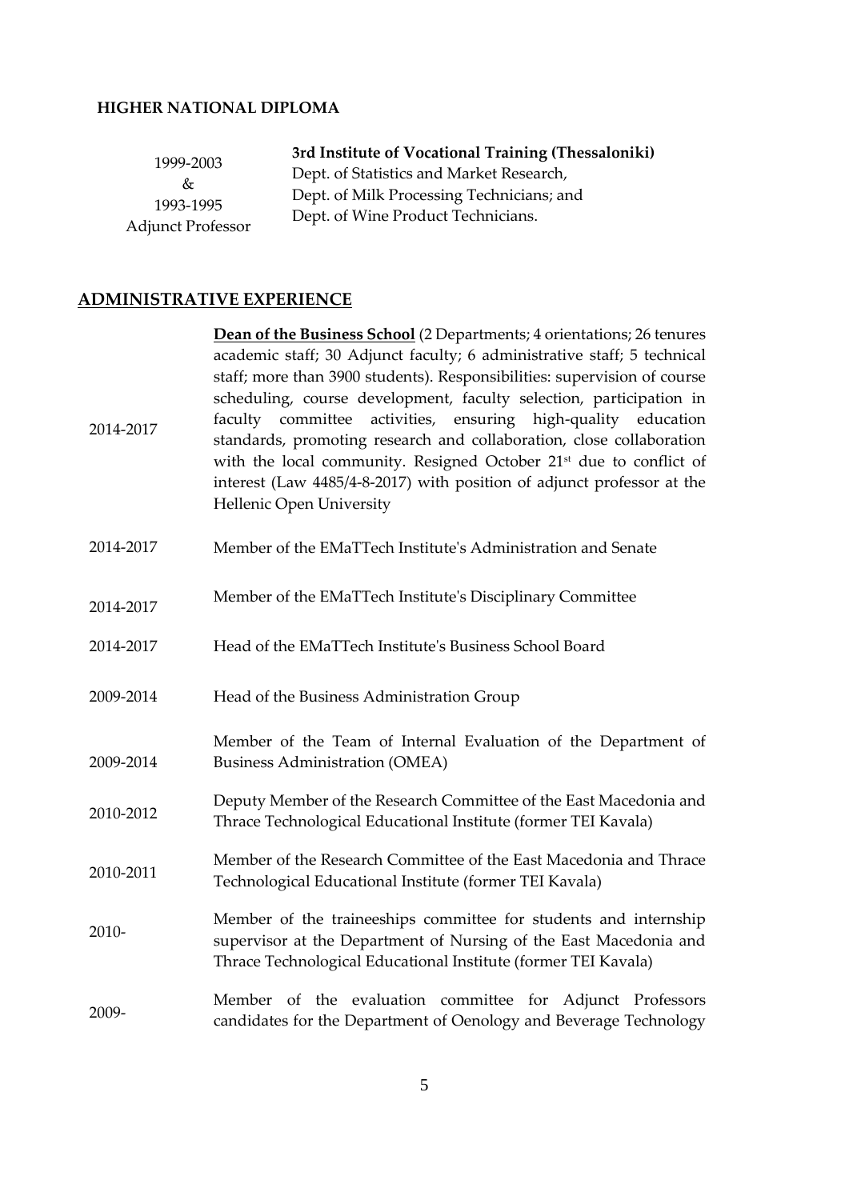**HIGHER NATIONAL DIPLOMA**

| | |
|---|---|
| 1999-2003 & 1993-1995 Adjunct Professor | **3rd Institute of Vocational Training (Thessaloniki)** Dept. of Statistics and Market Research, Dept. of Milk Processing Technicians; and Dept. of Wine Product Technicians. |

## ADMINISTRATIVE EXPERIENCE

| | |
|---|---|
| 2014-2017 | **Dean of the Business School** (2 Departments; 4 orientations; 26 tenures academic staff; 30 Adjunct faculty; 6 administrative staff; 5 technical staff; more than 3900 students). Responsibilities: supervision of course scheduling, course development, faculty selection, participation in faculty committee activities, ensuring high-quality education standards, promoting research and collaboration, close collaboration with the local community. Resigned October 21st due to conflict of interest (Law 4485/4-8-2017) with position of adjunct professor at the Hellenic Open University |
| 2014-2017 | Member of the EMaTTech Institute's Administration and Senate |
| 2014-2017 | Member of the EMaTTech Institute's Disciplinary Committee |
| 2014-2017 | Head of the EMaTTech Institute's Business School Board |
| 2009-2014 | Head of the Business Administration Group |
| 2009-2014 | Member of the Team of Internal Evaluation of the Department of Business Administration (OMEA) |
| 2010-2012 | Deputy Member of the Research Committee of the East Macedonia and Thrace Technological Educational Institute (former TEI Kavala) |
| 2010-2011 | Member of the Research Committee of the East Macedonia and Thrace Technological Educational Institute (former TEI Kavala) |
| 2010- | Member of the traineeships committee for students and internship supervisor at the Department of Nursing of the East Macedonia and Thrace Technological Educational Institute (former TEI Kavala) |
| 2009- | Member of the evaluation committee for Adjunct Professors candidates for the Department of Oenology and Beverage Technology |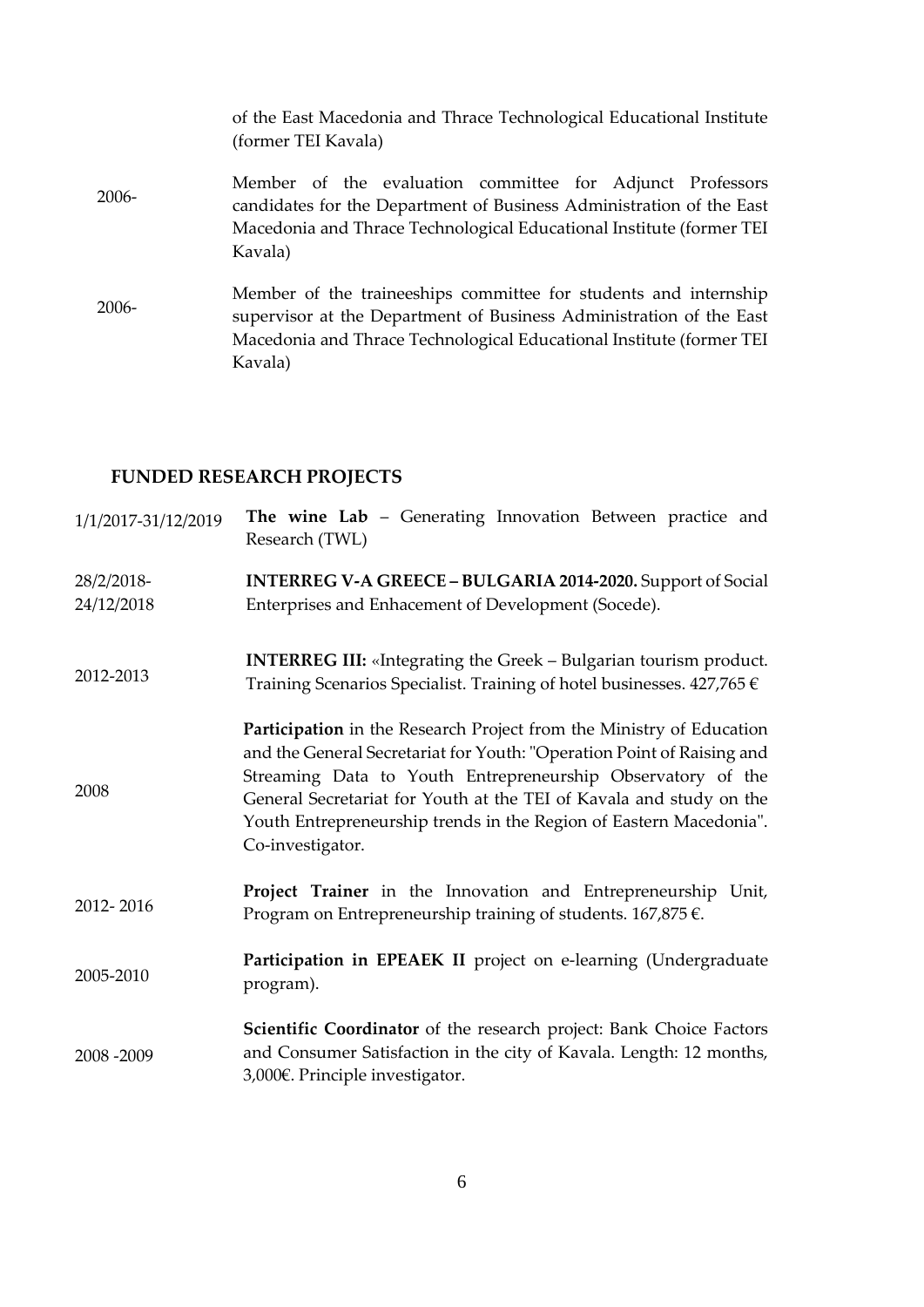| | |
|---|---|
| | of the East Macedonia and Thrace Technological Educational Institute (former TEI Kavala) |
| 2006- | Member of the evaluation committee for Adjunct Professors candidates for the Department of Business Administration of the East Macedonia and Thrace Technological Educational Institute (former TEI Kavala) |
| 2006- | Member of the traineeships committee for students and internship supervisor at the Department of Business Administration of the East Macedonia and Thrace Technological Educational Institute (former TEI Kavala) |

## FUNDED RESEARCH PROJECTS

| | |
|---|---|
| 1/1/2017-31/12/2019 | **The wine Lab** – Generating Innovation Between practice and Research (TWL) |
| 28/2/2018-24/12/2018 | **INTERREG V-A GREECE – BULGARIA 2014-2020.** Support of Social Enterprises and Enhacement of Development (Socede). |
| 2012-2013 | **INTERREG III:** «Integrating the Greek – Bulgarian tourism product. Training Scenarios Specialist. Training of hotel businesses. 427,765 € |
| 2008 | **Participation** in the Research Project from the Ministry of Education and the General Secretariat for Youth: "Operation Point of Raising and Streaming Data to Youth Entrepreneurship Observatory of the General Secretariat for Youth at the TEI of Kavala and study on the Youth Entrepreneurship trends in the Region of Eastern Macedonia". Co-investigator. |
| 2012- 2016 | **Project Trainer** in the Innovation and Entrepreneurship Unit, Program on Entrepreneurship training of students. 167,875 €. |
| 2005-2010 | **Participation in EPEAEK II** project on e-learning (Undergraduate program). |
| 2008 -2009 | **Scientific Coordinator** of the research project: Bank Choice Factors and Consumer Satisfaction in the city of Kavala. Length: 12 months, 3,000€. Principle investigator. |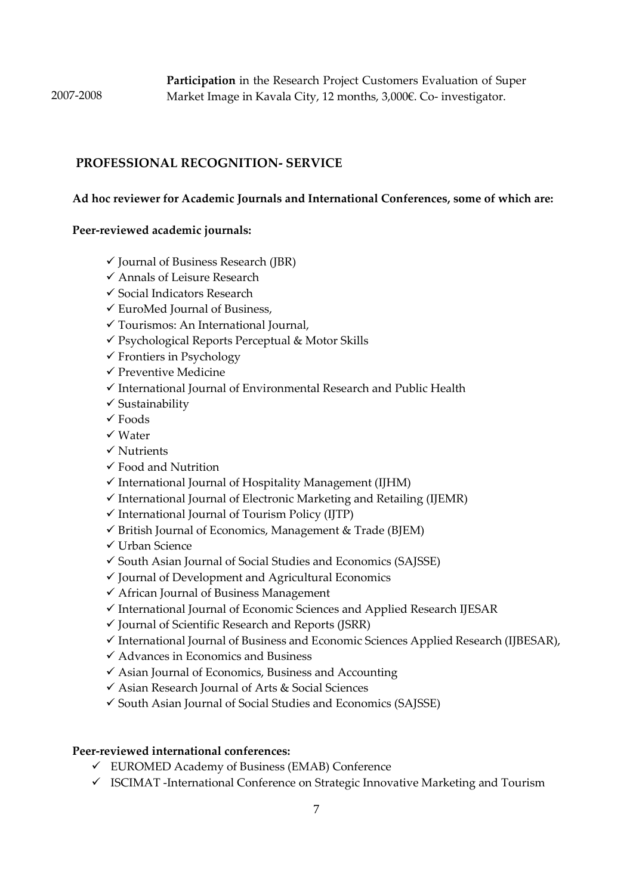2007-2008 **Participation** in the Research Project Customers Evaluation of Super Market Image in Kavala City, 12 months, 3,000€. Co- investigator.

## PROFESSIONAL RECOGNITION- SERVICE

**Ad hoc reviewer for Academic Journals and International Conferences, some of which are:**

**Peer-reviewed academic journals:**

- ✓ Journal of Business Research (JBR)
- ✓ Annals of Leisure Research
- ✓ Social Indicators Research
- ✓ EuroMed Journal of Business,
- ✓ Tourismos: An International Journal,
- ✓ Psychological Reports Perceptual & Motor Skills
- ✓ Frontiers in Psychology
- ✓ Preventive Medicine
- ✓ International Journal of Environmental Research and Public Health
- ✓ Sustainability
- ✓ Foods
- ✓ Water
- ✓ Nutrients
- ✓ Food and Nutrition
- ✓ International Journal of Hospitality Management (IJHM)
- ✓ International Journal of Electronic Marketing and Retailing (IJEMR)
- ✓ International Journal of Tourism Policy (IJTP)
- ✓ British Journal of Economics, Management & Trade (BJEM)
- ✓ Urban Science
- ✓ South Asian Journal of Social Studies and Economics (SAJSSE)
- ✓ Journal of Development and Agricultural Economics
- ✓ African Journal of Business Management
- ✓ International Journal of Economic Sciences and Applied Research IJESAR
- ✓ Journal of Scientific Research and Reports (JSRR)
- ✓ International Journal of Business and Economic Sciences Applied Research (IJBESAR),
- ✓ Advances in Economics and Business
- ✓ Asian Journal of Economics, Business and Accounting
- ✓ Asian Research Journal of Arts & Social Sciences
- ✓ South Asian Journal of Social Studies and Economics (SAJSSE)

**Peer-reviewed international conferences:**

- ✓ EUROMED Academy of Business (EMAB) Conference
- ✓ ISCIMAT -International Conference on Strategic Innovative Marketing and Tourism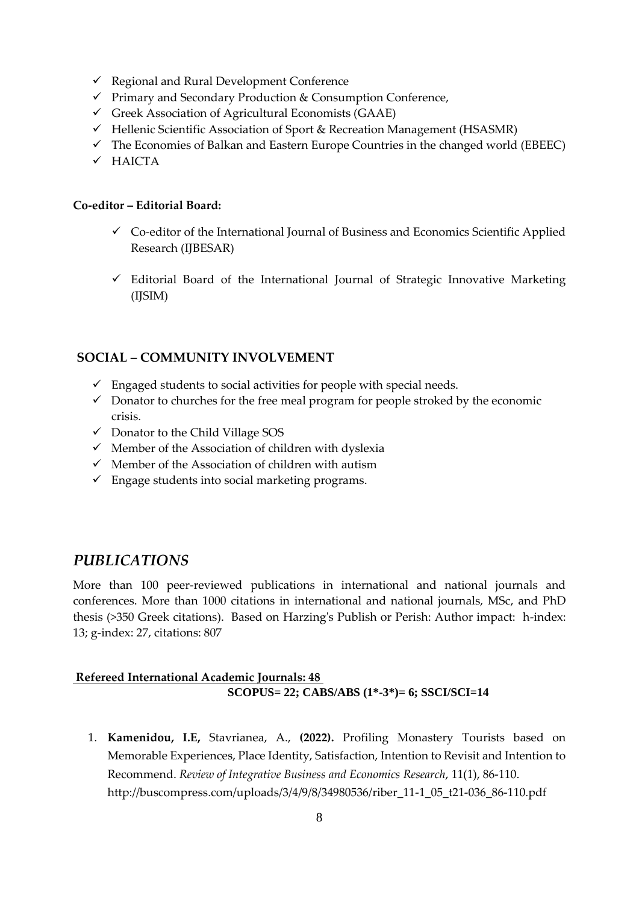- ✓ Regional and Rural Development Conference
- ✓ Primary and Secondary Production & Consumption Conference,
- ✓ Greek Association of Agricultural Economists (GAAE)
- ✓ Hellenic Scientific Association of Sport & Recreation Management (HSASMR)
- ✓ The Economies of Balkan and Eastern Europe Countries in the changed world (EBEEC)
- ✓ HAICTA

**Co-editor – Editorial Board:**

- ✓ Co-editor of the International Journal of Business and Economics Scientific Applied Research (IJBESAR)
- ✓ Editorial Board of the International Journal of Strategic Innovative Marketing (IJSIM)

## SOCIAL – COMMUNITY INVOLVEMENT

- ✓ Engaged students to social activities for people with special needs.
- ✓ Donator to churches for the free meal program for people stroked by the economic crisis.
- ✓ Donator to the Child Village SOS
- ✓ Member of the Association of children with dyslexia
- ✓ Member of the Association of children with autism
- ✓ Engage students into social marketing programs.

# *PUBLICATIONS*

More than 100 peer-reviewed publications in international and national journals and conferences. More than 1000 citations in international and national journals, MSc, and PhD thesis (>350 Greek citations). Based on Harzing's Publish or Perish: Author impact: h-index: 13; g-index: 27, citations: 807

**Refereed International Academic Journals: 48**

**SCOPUS= 22; CABS/ABS (1*-3*)= 6; SSCI/SCI=14**

1. **Kamenidou, I.E,** Stavrianea, A., **(2022).** Profiling Monastery Tourists based on Memorable Experiences, Place Identity, Satisfaction, Intention to Revisit and Intention to Recommend. *Review of Integrative Business and Economics Research*, 11(1), 86-110. http://buscompress.com/uploads/3/4/9/8/34980536/riber_11-1_05_t21-036_86-110.pdf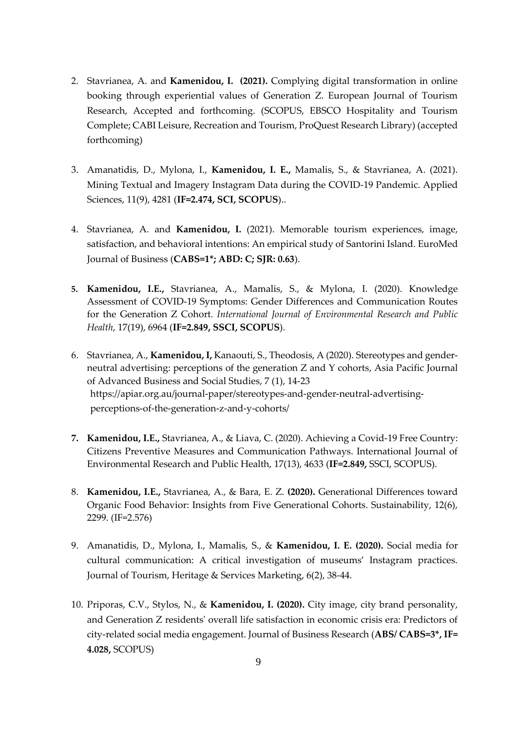2. Stavrianea, A. and **Kamenidou, I. (2021).** Complying digital transformation in online booking through experiential values of Generation Z. European Journal of Tourism Research, Accepted and forthcoming. (SCOPUS, EBSCO Hospitality and Tourism Complete; CABI Leisure, Recreation and Tourism, ProQuest Research Library) (accepted forthcoming)

3. Amanatidis, D., Mylona, I., **Kamenidou, I. E.,** Mamalis, S., & Stavrianea, A. (2021). Mining Textual and Imagery Instagram Data during the COVID-19 Pandemic. Applied Sciences, 11(9), 4281 (**IF=2.474, SCI, SCOPUS**)..

4. Stavrianea, A. and **Kamenidou, I.** (2021). Memorable tourism experiences, image, satisfaction, and behavioral intentions: An empirical study of Santorini Island. EuroMed Journal of Business (**CABS=1*; ABD: C; SJR: 0.63**).

5. **Kamenidou, I.E.,** Stavrianea, A., Mamalis, S., & Mylona, I. (2020). Knowledge Assessment of COVID-19 Symptoms: Gender Differences and Communication Routes for the Generation Z Cohort. *International Journal of Environmental Research and Public Health*, 17(19), 6964 (**IF=2.849, SSCI, SCOPUS**).

6. Stavrianea, A., **Kamenidou, I,** Kanaouti, S., Theodosis, A (2020). Stereotypes and gender-neutral advertising: perceptions of the generation Z and Y cohorts, Asia Pacific Journal of Advanced Business and Social Studies, 7 (1), 14-23 https://apiar.org.au/journal-paper/stereotypes-and-gender-neutral-advertising-perceptions-of-the-generation-z-and-y-cohorts/

7. **Kamenidou, I.E.,** Stavrianea, A., & Liava, C. (2020). Achieving a Covid-19 Free Country: Citizens Preventive Measures and Communication Pathways. International Journal of Environmental Research and Public Health, 17(13), 4633 (**IF=2.849,** SSCI, SCOPUS).

8. **Kamenidou, I.E.,** Stavrianea, A., & Bara, E. Z. **(2020).** Generational Differences toward Organic Food Behavior: Insights from Five Generational Cohorts. Sustainability, 12(6), 2299. (IF=2.576)

9. Amanatidis, D., Mylona, I., Mamalis, S., & **Kamenidou, I. E. (2020).** Social media for cultural communication: A critical investigation of museums' Instagram practices. Journal of Tourism, Heritage & Services Marketing, 6(2), 38-44.

10. Priporas, C.V., Stylos, N., & **Kamenidou, I. (2020).** City image, city brand personality, and Generation Z residents' overall life satisfaction in economic crisis era: Predictors of city-related social media engagement. Journal of Business Research (**ABS/ CABS=3*, IF= 4.028,** SCOPUS)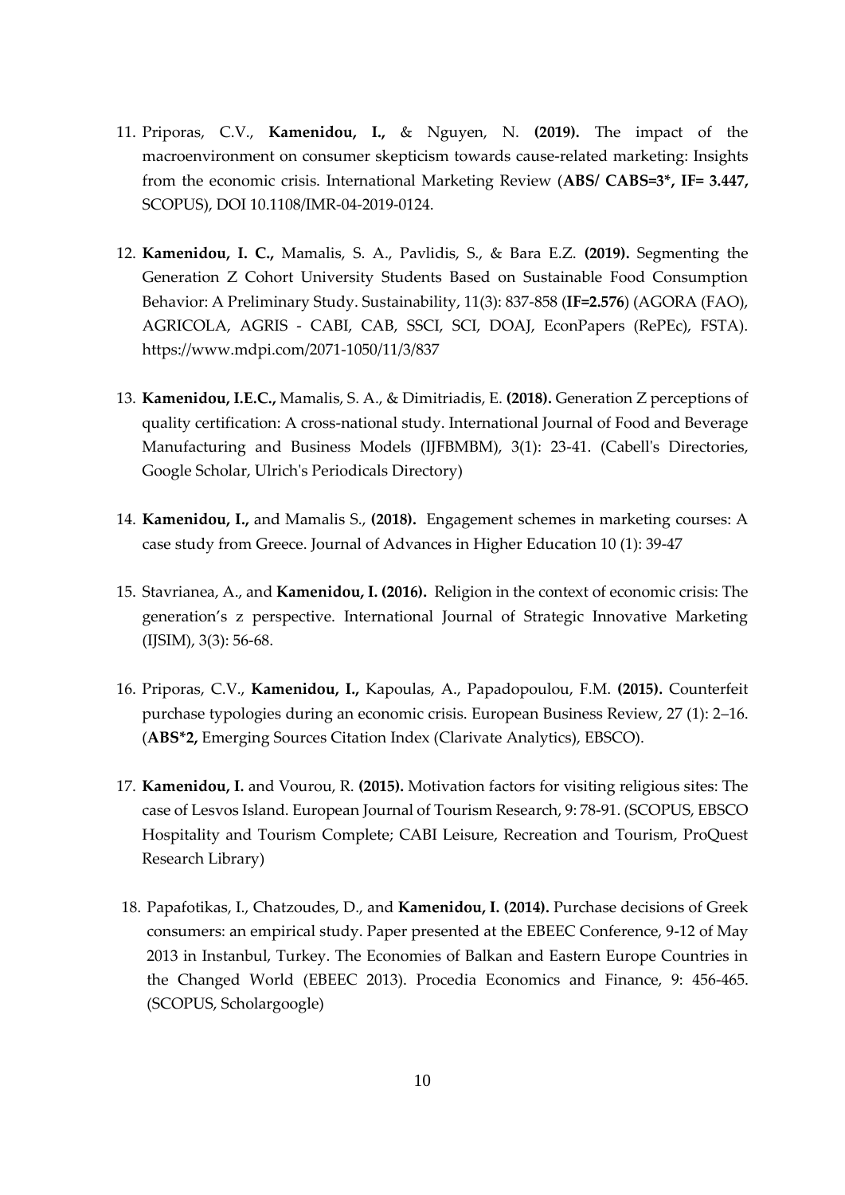11. Priporas, C.V., **Kamenidou, I.,** & Nguyen, N. **(2019).** The impact of the macroenvironment on consumer skepticism towards cause-related marketing: Insights from the economic crisis. International Marketing Review (**ABS/ CABS=3\*, IF= 3.447,** SCOPUS), DOI 10.1108/IMR-04-2019-0124.

12. **Kamenidou, I. C.,** Mamalis, S. A., Pavlidis, S., & Bara E.Z. **(2019).** Segmenting the Generation Z Cohort University Students Based on Sustainable Food Consumption Behavior: A Preliminary Study. Sustainability, 11(3): 837-858 (**IF=2.576**) (AGORA (FAO), AGRICOLA, AGRIS - CABI, CAB, SSCI, SCI, DOAJ, EconPapers (RePEc), FSTA). https://www.mdpi.com/2071-1050/11/3/837

13. **Kamenidou, I.E.C.,** Mamalis, S. A., & Dimitriadis, E. **(2018).** Generation Z perceptions of quality certification: A cross-national study. International Journal of Food and Beverage Manufacturing and Business Models (IJFBMBM), 3(1): 23-41. (Cabell's Directories, Google Scholar, Ulrich's Periodicals Directory)

14. **Kamenidou, I.,** and Mamalis S., **(2018).** Engagement schemes in marketing courses: A case study from Greece. Journal of Advances in Higher Education 10 (1): 39-47

15. Stavrianea, A., and **Kamenidou, I. (2016).** Religion in the context of economic crisis: The generation's z perspective. International Journal of Strategic Innovative Marketing (IJSIM), 3(3): 56-68.

16. Priporas, C.V., **Kamenidou, I.,** Kapoulas, A., Papadopoulou, F.M. **(2015).** Counterfeit purchase typologies during an economic crisis. European Business Review, 27 (1): 2–16. (**ABS\*2,** Emerging Sources Citation Index (Clarivate Analytics), EBSCO).

17. **Kamenidou, I.** and Vourou, R. **(2015).** Motivation factors for visiting religious sites: The case of Lesvos Island. European Journal of Tourism Research, 9: 78-91. (SCOPUS, EBSCO Hospitality and Tourism Complete; CABI Leisure, Recreation and Tourism, ProQuest Research Library)

18. Papafotikas, I., Chatzoudes, D., and **Kamenidou, I. (2014).** Purchase decisions of Greek consumers: an empirical study. Paper presented at the EBEEC Conference, 9-12 of May 2013 in Instanbul, Turkey. The Economies of Balkan and Eastern Europe Countries in the Changed World (EBEEC 2013). Procedia Economics and Finance, 9: 456-465. (SCOPUS, Scholargoogle)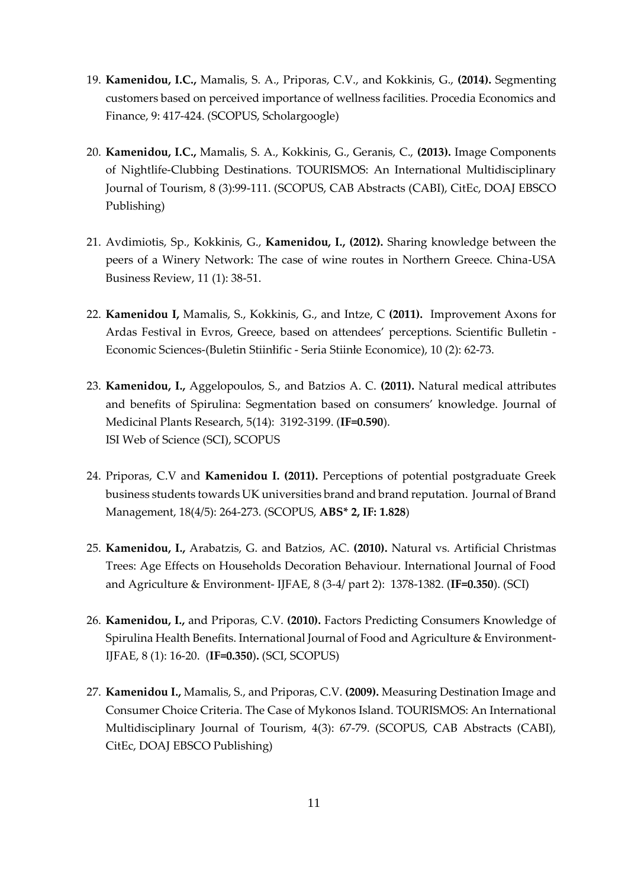19. **Kamenidou, I.C.,** Mamalis, S. A., Priporas, C.V., and Kokkinis, G., **(2014).** Segmenting customers based on perceived importance of wellness facilities. Procedia Economics and Finance, 9: 417-424. (SCOPUS, Scholargoogle)

20. **Kamenidou, I.C.,** Mamalis, S. A., Kokkinis, G., Geranis, C., **(2013).** Image Components of Nightlife-Clubbing Destinations. TOURISMOS: An International Multidisciplinary Journal of Tourism, 8 (3):99-111. (SCOPUS, CAB Abstracts (CABI), CitEc, DOAJ EBSCO Publishing)

21. Avdimiotis, Sp., Kokkinis, G., **Kamenidou, I., (2012).** Sharing knowledge between the peers of a Winery Network: The case of wine routes in Northern Greece. China-USA Business Review, 11 (1): 38-51.

22. **Kamenidou I,** Mamalis, S., Kokkinis, G., and Intze, C **(2011).** Improvement Axons for Ardas Festival in Evros, Greece, based on attendees' perceptions. Scientific Bulletin - Economic Sciences-(Buletin Stiinłific - Seria Stiinłe Economice), 10 (2): 62-73.

23. **Kamenidou, I.,** Aggelopoulos, S., and Batzios A. C. **(2011).** Natural medical attributes and benefits of Spirulina: Segmentation based on consumers' knowledge. Journal of Medicinal Plants Research, 5(14): 3192-3199. (**IF=0.590**).
ISI Web of Science (SCI), SCOPUS

24. Priporas, C.V and **Kamenidou I. (2011).** Perceptions of potential postgraduate Greek business students towards UK universities brand and brand reputation. Journal of Brand Management, 18(4/5): 264-273. (SCOPUS, **ABS* 2, IF: 1.828**)

25. **Kamenidou, I.,** Arabatzis, G. and Batzios, AC. **(2010).** Natural vs. Artificial Christmas Trees: Age Effects on Households Decoration Behaviour. International Journal of Food and Agriculture & Environment- IJFAE, 8 (3-4/ part 2): 1378-1382. (**IF=0.350**). (SCI)

26. **Kamenidou, I.,** and Priporas, C.V. **(2010).** Factors Predicting Consumers Knowledge of Spirulina Health Benefits. International Journal of Food and Agriculture & Environment-IJFAE, 8 (1): 16-20. (**IF=0.350**)**.** (SCI, SCOPUS)

27. **Kamenidou I.,** Mamalis, S., and Priporas, C.V. **(2009).** Measuring Destination Image and Consumer Choice Criteria. The Case of Mykonos Island. TOURISMOS: An International Multidisciplinary Journal of Tourism, 4(3): 67-79. (SCOPUS, CAB Abstracts (CABI), CitEc, DOAJ EBSCO Publishing)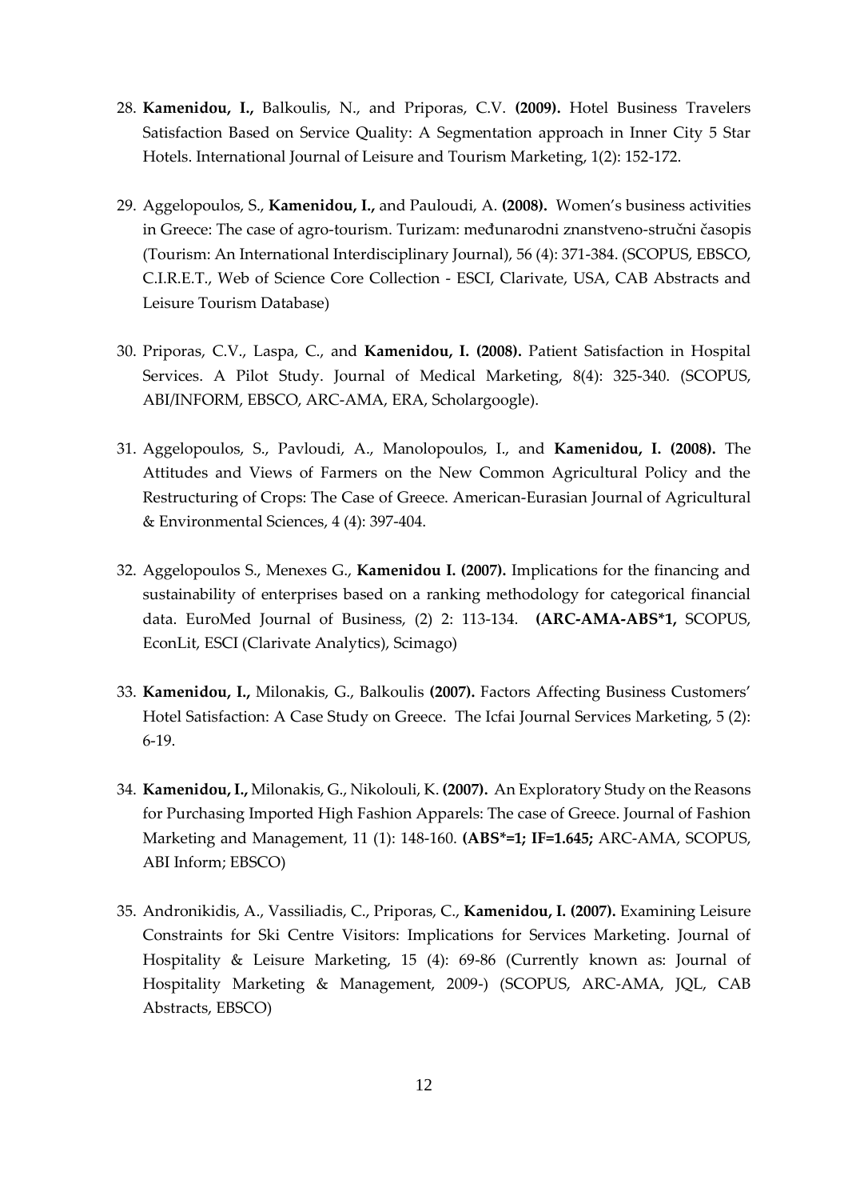28. **Kamenidou, I.,** Balkoulis, N., and Priporas, C.V. **(2009).** Hotel Business Travelers Satisfaction Based on Service Quality: A Segmentation approach in Inner City 5 Star Hotels. International Journal of Leisure and Tourism Marketing, 1(2): 152-172.

29. Aggelopoulos, S., **Kamenidou, I.,** and Pauloudi, A. **(2008).** Women's business activities in Greece: The case of agro-tourism. Turizam: međunarodni znanstveno-stručni časopis (Tourism: An International Interdisciplinary Journal), 56 (4): 371-384. (SCOPUS, EBSCO, C.I.R.E.T., Web of Science Core Collection - ESCI, Clarivate, USA, CAB Abstracts and Leisure Tourism Database)

30. Priporas, C.V., Laspa, C., and **Kamenidou, I. (2008).** Patient Satisfaction in Hospital Services. A Pilot Study. Journal of Medical Marketing, 8(4): 325-340. (SCOPUS, ABI/INFORM, EBSCO, ARC-AMA, ERA, Scholargoogle).

31. Aggelopoulos, S., Pavloudi, A., Manolopoulos, I., and **Kamenidou, I. (2008).** The Attitudes and Views of Farmers on the New Common Agricultural Policy and the Restructuring of Crops: The Case of Greece. American-Eurasian Journal of Agricultural & Environmental Sciences, 4 (4): 397-404.

32. Aggelopoulos S., Menexes G., **Kamenidou I. (2007).** Implications for the financing and sustainability of enterprises based on a ranking methodology for categorical financial data. EuroMed Journal of Business, (2) 2: 113-134. **(ARC-AMA-ABS*1,** SCOPUS, EconLit, ESCI (Clarivate Analytics), Scimago)

33. **Kamenidou, I.,** Milonakis, G., Balkoulis **(2007).** Factors Affecting Business Customers' Hotel Satisfaction: A Case Study on Greece. The Icfai Journal Services Marketing, 5 (2): 6-19.

34. **Kamenidou, I.,** Milonakis, G., Nikolouli, K. **(2007).** An Exploratory Study on the Reasons for Purchasing Imported High Fashion Apparels: The case of Greece. Journal of Fashion Marketing and Management, 11 (1): 148-160. **(ABS*=1; IF=1.645;** ARC-AMA, SCOPUS, ABI Inform; EBSCO)

35. Andronikidis, A., Vassiliadis, C., Priporas, C., **Kamenidou, I. (2007).** Examining Leisure Constraints for Ski Centre Visitors: Implications for Services Marketing. Journal of Hospitality & Leisure Marketing, 15 (4): 69-86 (Currently known as: Journal of Hospitality Marketing & Management, 2009-) (SCOPUS, ARC-AMA, JQL, CAB Abstracts, EBSCO)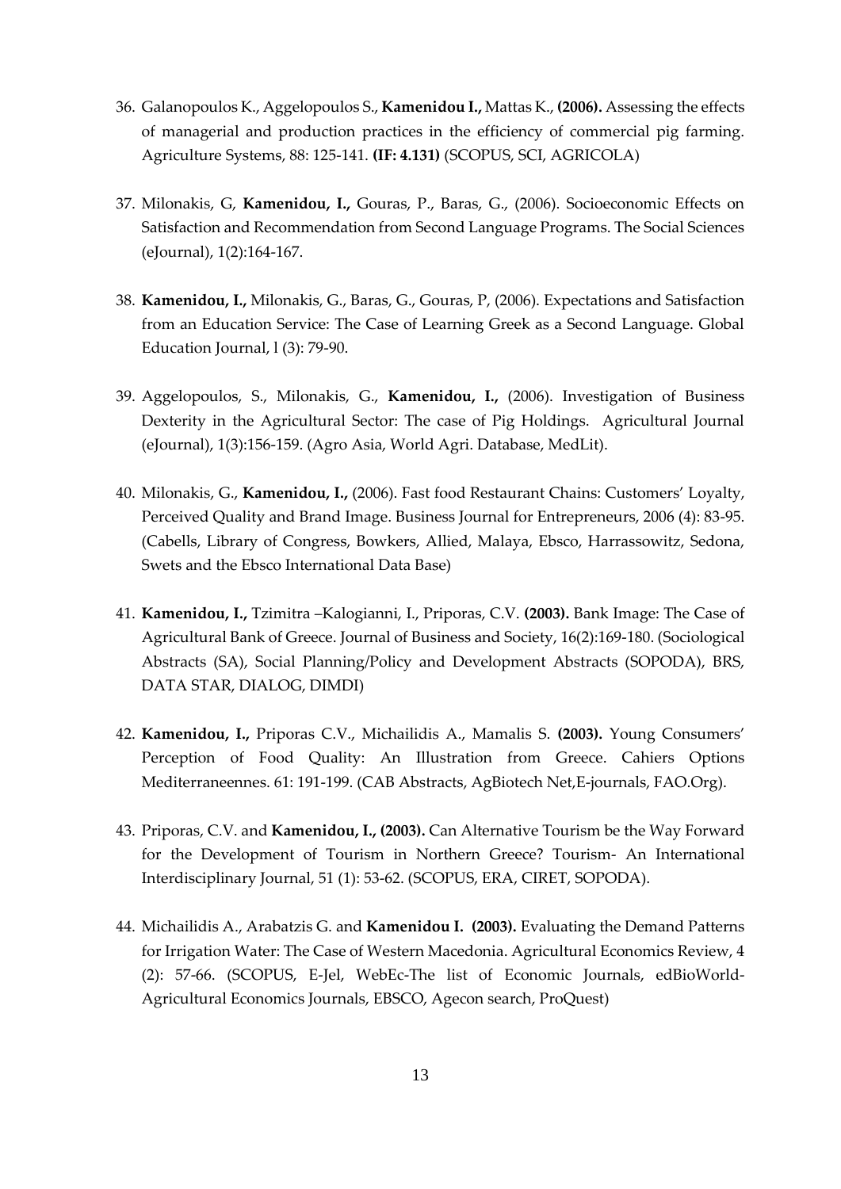36. Galanopoulos K., Aggelopoulos S., **Kamenidou I.,** Mattas K., **(2006).** Assessing the effects of managerial and production practices in the efficiency of commercial pig farming. Agriculture Systems, 88: 125-141. **(IF: 4.131)** (SCOPUS, SCI, AGRICOLA)

37. Milonakis, G, **Kamenidou, I.,** Gouras, P., Baras, G., (2006). Socioeconomic Effects on Satisfaction and Recommendation from Second Language Programs. The Social Sciences (eJournal), 1(2):164-167.

38. **Kamenidou, I.,** Milonakis, G., Baras, G., Gouras, P, (2006). Expectations and Satisfaction from an Education Service: The Case of Learning Greek as a Second Language. Global Education Journal, l (3): 79-90.

39. Aggelopoulos, S., Milonakis, G., **Kamenidou, I.,** (2006). Investigation of Business Dexterity in the Agricultural Sector: The case of Pig Holdings. Agricultural Journal (eJournal), 1(3):156-159. (Agro Asia, World Agri. Database, MedLit).

40. Milonakis, G., **Kamenidou, I.,** (2006). Fast food Restaurant Chains: Customers' Loyalty, Perceived Quality and Brand Image. Business Journal for Entrepreneurs, 2006 (4): 83-95. (Cabells, Library of Congress, Bowkers, Allied, Malaya, Ebsco, Harrassowitz, Sedona, Swets and the Ebsco International Data Base)

41. **Kamenidou, I.,** Tzimitra –Kalogianni, I., Priporas, C.V. **(2003).** Bank Image: The Case of Agricultural Bank of Greece. Journal of Business and Society, 16(2):169-180. (Sociological Abstracts (SA), Social Planning/Policy and Development Abstracts (SOPODA), BRS, DATA STAR, DIALOG, DIMDI)

42. **Kamenidou, I.,** Priporas C.V., Michailidis A., Mamalis S. **(2003).** Young Consumers' Perception of Food Quality: An Illustration from Greece. Cahiers Options Mediterraneennes. 61: 191-199. (CAB Abstracts, AgBiotech Net,E-journals, FAO.Org).

43. Priporas, C.V. and **Kamenidou, I., (2003).** Can Alternative Tourism be the Way Forward for the Development of Tourism in Northern Greece? Tourism- An International Interdisciplinary Journal, 51 (1): 53-62. (SCOPUS, ERA, CIRET, SOPODA).

44. Michailidis A., Arabatzis G. and **Kamenidou I. (2003).** Evaluating the Demand Patterns for Irrigation Water: The Case of Western Macedonia. Agricultural Economics Review, 4 (2): 57-66. (SCOPUS, E-Jel, WebEc-The list of Economic Journals, edBioWorld-Agricultural Economics Journals, EBSCO, Agecon search, ProQuest)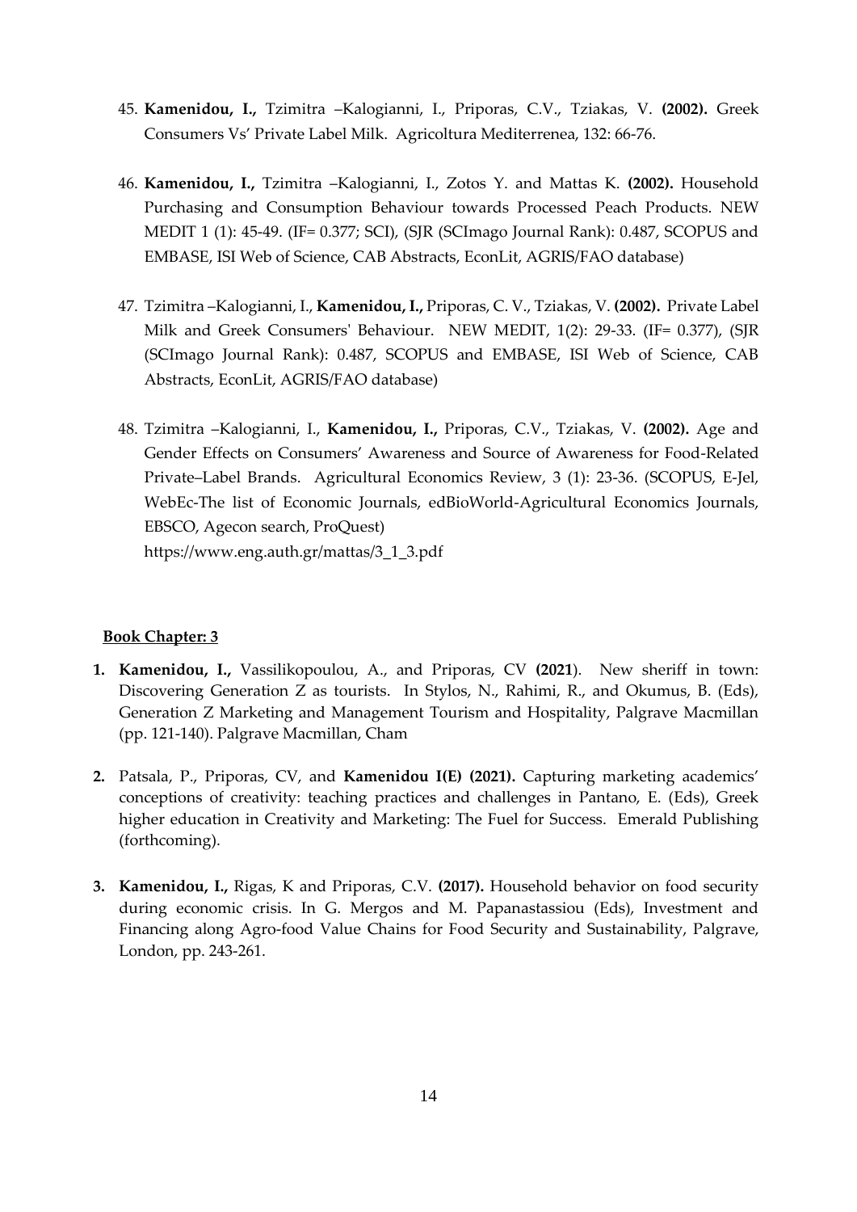45. **Kamenidou, I.,** Tzimitra –Kalogianni, I., Priporas, C.V., Tziakas, V. **(2002).** Greek Consumers Vs' Private Label Milk. Agricoltura Mediterrenea, 132: 66-76.

46. **Kamenidou, I.,** Tzimitra –Kalogianni, I., Zotos Y. and Mattas K. **(2002).** Household Purchasing and Consumption Behaviour towards Processed Peach Products. NEW MEDIT 1 (1): 45-49. (IF= 0.377; SCI), (SJR (SCImago Journal Rank): 0.487, SCOPUS and EMBASE, ISI Web of Science, CAB Abstracts, EconLit, AGRIS/FAO database)

47. Tzimitra –Kalogianni, I., **Kamenidou, I.,** Priporas, C. V., Tziakas, V. **(2002).** Private Label Milk and Greek Consumers' Behaviour. NEW MEDIT, 1(2): 29-33. (IF= 0.377), (SJR (SCImago Journal Rank): 0.487, SCOPUS and EMBASE, ISI Web of Science, CAB Abstracts, EconLit, AGRIS/FAO database)

48. Tzimitra –Kalogianni, I., **Kamenidou, I.,** Priporas, C.V., Tziakas, V. **(2002).** Age and Gender Effects on Consumers' Awareness and Source of Awareness for Food-Related Private–Label Brands. Agricultural Economics Review, 3 (1): 23-36. (SCOPUS, E-Jel, WebEc-The list of Economic Journals, edBioWorld-Agricultural Economics Journals, EBSCO, Agecon search, ProQuest)
https://www.eng.auth.gr/mattas/3_1_3.pdf

**Book Chapter: 3**

1. **Kamenidou, I.,** Vassilikopoulou, A., and Priporas, CV **(2021**). New sheriff in town: Discovering Generation Z as tourists. In Stylos, N., Rahimi, R., and Okumus, B. (Eds), Generation Z Marketing and Management Tourism and Hospitality, Palgrave Macmillan (pp. 121-140). Palgrave Macmillan, Cham

2. Patsala, P., Priporas, CV, and **Kamenidou I(E) (2021).** Capturing marketing academics' conceptions of creativity: teaching practices and challenges in Pantano, E. (Eds), Greek higher education in Creativity and Marketing: The Fuel for Success. Emerald Publishing (forthcoming).

3. **Kamenidou, I.,** Rigas, K and Priporas, C.V. **(2017).** Household behavior on food security during economic crisis. In G. Mergos and M. Papanastassiou (Eds), Investment and Financing along Agro-food Value Chains for Food Security and Sustainability, Palgrave, London, pp. 243-261.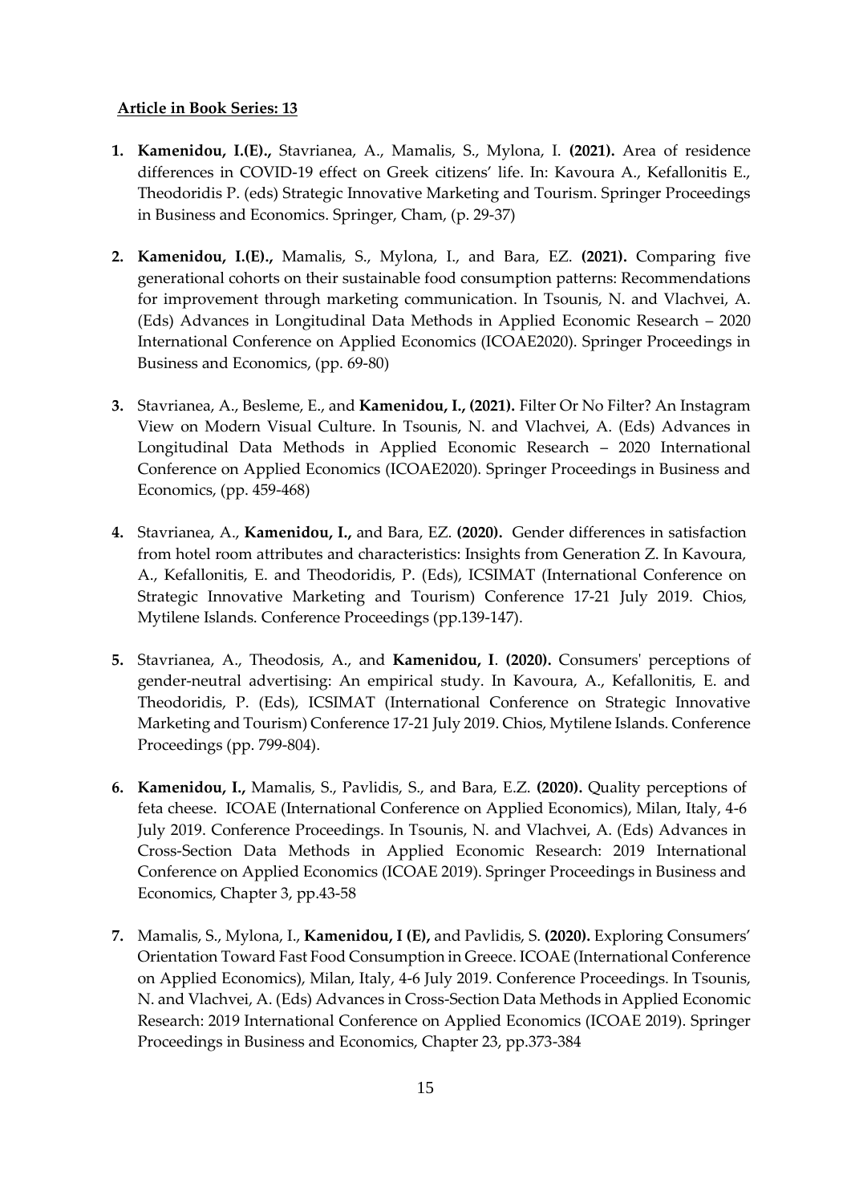**Article in Book Series: 13**

1. **Kamenidou, I.(E).,** Stavrianea, A., Mamalis, S., Mylona, I. **(2021).** Area of residence differences in COVID-19 effect on Greek citizens' life. In: Kavoura A., Kefallonitis E., Theodoridis P. (eds) Strategic Innovative Marketing and Tourism. Springer Proceedings in Business and Economics. Springer, Cham, (p. 29-37)

2. **Kamenidou, I.(E).,** Mamalis, S., Mylona, I., and Bara, EZ. **(2021).** Comparing five generational cohorts on their sustainable food consumption patterns: Recommendations for improvement through marketing communication. In Tsounis, N. and Vlachvei, A. (Eds) Advances in Longitudinal Data Methods in Applied Economic Research – 2020 International Conference on Applied Economics (ICOAE2020). Springer Proceedings in Business and Economics, (pp. 69-80)

3. Stavrianea, A., Besleme, E., and **Kamenidou, I., (2021).** Filter Or No Filter? An Instagram View on Modern Visual Culture. In Tsounis, N. and Vlachvei, A. (Eds) Advances in Longitudinal Data Methods in Applied Economic Research – 2020 International Conference on Applied Economics (ICOAE2020). Springer Proceedings in Business and Economics, (pp. 459-468)

4. Stavrianea, A., **Kamenidou, I.,** and Bara, EZ. **(2020).** Gender differences in satisfaction from hotel room attributes and characteristics: Insights from Generation Z. In Kavoura, A., Kefallonitis, E. and Theodoridis, P. (Eds), ICSIMAT (International Conference on Strategic Innovative Marketing and Tourism) Conference 17-21 July 2019. Chios, Mytilene Islands. Conference Proceedings (pp.139-147).

5. Stavrianea, A., Theodosis, A., and **Kamenidou, I**. **(2020).** Consumers' perceptions of gender-neutral advertising: An empirical study. In Kavoura, A., Kefallonitis, E. and Theodoridis, P. (Eds), ICSIMAT (International Conference on Strategic Innovative Marketing and Tourism) Conference 17-21 July 2019. Chios, Mytilene Islands. Conference Proceedings (pp. 799-804).

6. **Kamenidou, I.,** Mamalis, S., Pavlidis, S., and Bara, E.Z. **(2020).** Quality perceptions of feta cheese. ICOAE (International Conference on Applied Economics), Milan, Italy, 4-6 July 2019. Conference Proceedings. In Tsounis, N. and Vlachvei, A. (Eds) Advances in Cross-Section Data Methods in Applied Economic Research: 2019 International Conference on Applied Economics (ICOAE 2019). Springer Proceedings in Business and Economics, Chapter 3, pp.43-58

7. Mamalis, S., Mylona, I., **Kamenidou, I (E),** and Pavlidis, S. **(2020).** Exploring Consumers' Orientation Toward Fast Food Consumption in Greece. ICOAE (International Conference on Applied Economics), Milan, Italy, 4-6 July 2019. Conference Proceedings. In Tsounis, N. and Vlachvei, A. (Eds) Advances in Cross-Section Data Methods in Applied Economic Research: 2019 International Conference on Applied Economics (ICOAE 2019). Springer Proceedings in Business and Economics, Chapter 23, pp.373-384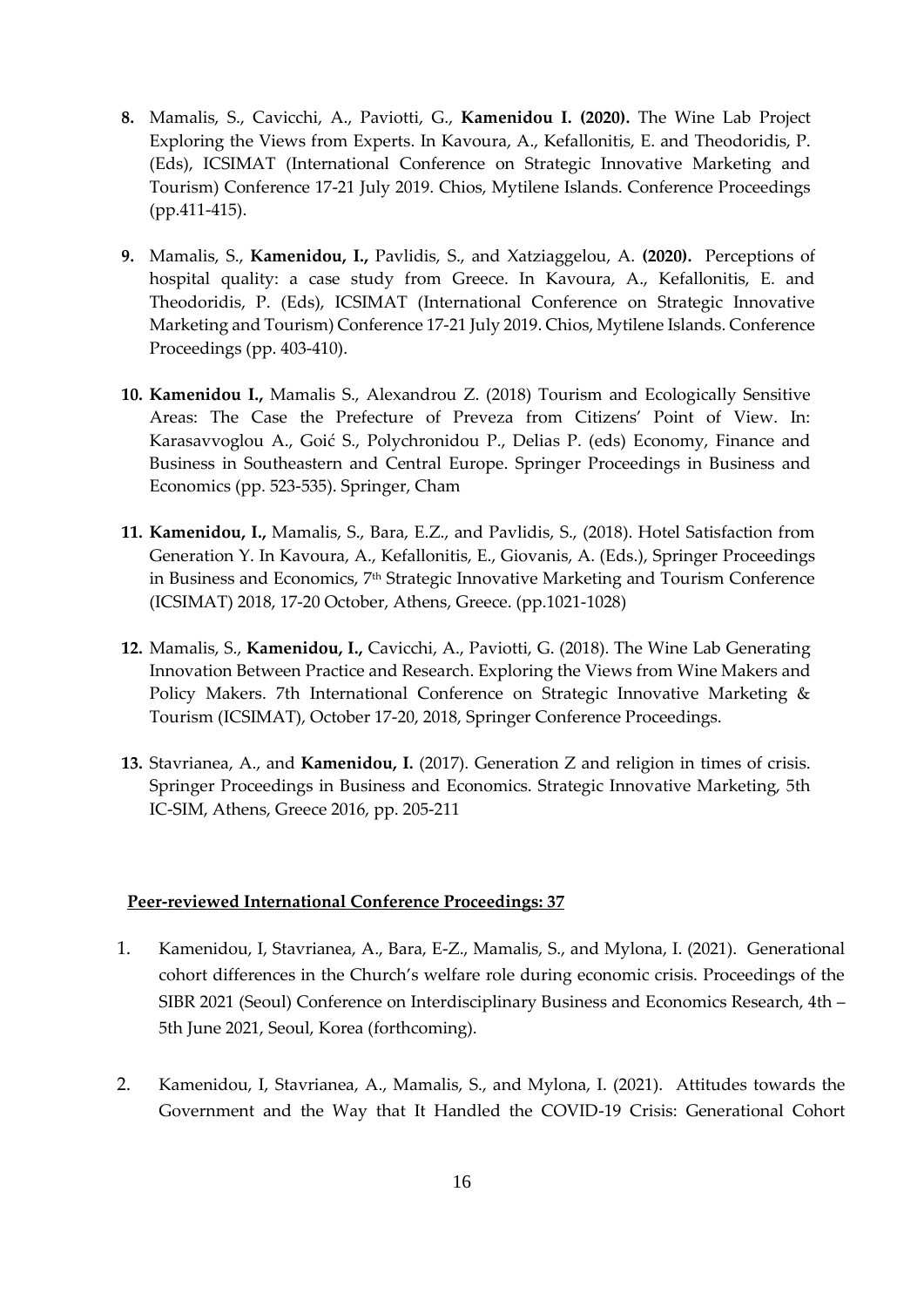8. Mamalis, S., Cavicchi, A., Paviotti, G., **Kamenidou I. (2020).** The Wine Lab Project Exploring the Views from Experts. In Kavoura, A., Kefallonitis, E. and Theodoridis, P. (Eds), ICSIMAT (International Conference on Strategic Innovative Marketing and Tourism) Conference 17-21 July 2019. Chios, Mytilene Islands. Conference Proceedings (pp.411-415).

9. Mamalis, S., **Kamenidou, I.,** Pavlidis, S., and Xatziaggelou, A. **(2020).** Perceptions of hospital quality: a case study from Greece. In Kavoura, A., Kefallonitis, E. and Theodoridis, P. (Eds), ICSIMAT (International Conference on Strategic Innovative Marketing and Tourism) Conference 17-21 July 2019. Chios, Mytilene Islands. Conference Proceedings (pp. 403-410).

10. **Kamenidou I.,** Mamalis S., Alexandrou Z. (2018) Tourism and Ecologically Sensitive Areas: The Case the Prefecture of Preveza from Citizens' Point of View. In: Karasavvoglou A., Goić S., Polychronidou P., Delias P. (eds) Economy, Finance and Business in Southeastern and Central Europe. Springer Proceedings in Business and Economics (pp. 523-535). Springer, Cham

11. **Kamenidou, I.,** Mamalis, S., Bara, E.Z., and Pavlidis, S., (2018). Hotel Satisfaction from Generation Y. In Kavoura, A., Kefallonitis, E., Giovanis, A. (Eds.), Springer Proceedings in Business and Economics, 7th Strategic Innovative Marketing and Tourism Conference (ICSIMAT) 2018, 17-20 October, Athens, Greece. (pp.1021-1028)

12. Mamalis, S., **Kamenidou, I.,** Cavicchi, A., Paviotti, G. (2018). The Wine Lab Generating Innovation Between Practice and Research. Exploring the Views from Wine Makers and Policy Makers. 7th International Conference on Strategic Innovative Marketing & Tourism (ICSIMAT), October 17-20, 2018, Springer Conference Proceedings.

13. Stavrianea, A., and **Kamenidou, I.** (2017). Generation Z and religion in times of crisis. Springer Proceedings in Business and Economics. Strategic Innovative Marketing, 5th IC-SIM, Athens, Greece 2016, pp. 205-211

**Peer-reviewed International Conference Proceedings: 37**

1. Kamenidou, I, Stavrianea, A., Bara, E-Z., Mamalis, S., and Mylona, I. (2021). Generational cohort differences in the Church's welfare role during economic crisis. Proceedings of the SIBR 2021 (Seoul) Conference on Interdisciplinary Business and Economics Research, 4th – 5th June 2021, Seoul, Korea (forthcoming).

2. Kamenidou, I, Stavrianea, A., Mamalis, S., and Mylona, I. (2021). Attitudes towards the Government and the Way that It Handled the COVID-19 Crisis: Generational Cohort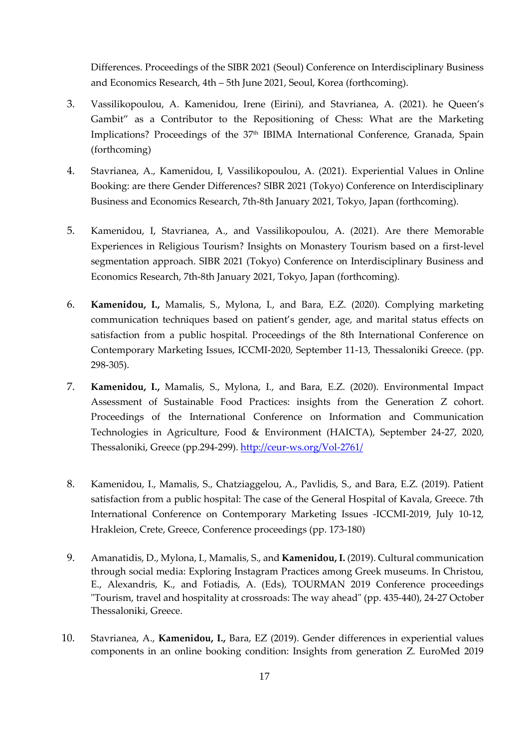Differences. Proceedings of the SIBR 2021 (Seoul) Conference on Interdisciplinary Business and Economics Research, 4th – 5th June 2021, Seoul, Korea (forthcoming).

3. Vassilikopoulou, A. Kamenidou, Irene (Eirini), and Stavrianea, A. (2021). he Queen's Gambit" as a Contributor to the Repositioning of Chess: What are the Marketing Implications? Proceedings of the 37th IBIMA International Conference, Granada, Spain (forthcoming)

4. Stavrianea, A., Kamenidou, I, Vassilikopoulou, A. (2021). Experiential Values in Online Booking: are there Gender Differences? SIBR 2021 (Tokyo) Conference on Interdisciplinary Business and Economics Research, 7th-8th January 2021, Tokyo, Japan (forthcoming).

5. Kamenidou, I, Stavrianea, A., and Vassilikopoulou, A. (2021). Are there Memorable Experiences in Religious Tourism? Insights on Monastery Tourism based on a first-level segmentation approach. SIBR 2021 (Tokyo) Conference on Interdisciplinary Business and Economics Research, 7th-8th January 2021, Tokyo, Japan (forthcoming).

6. **Kamenidou, I.,** Mamalis, S., Mylona, I., and Bara, E.Z. (2020). Complying marketing communication techniques based on patient's gender, age, and marital status effects on satisfaction from a public hospital. Proceedings of the 8th International Conference on Contemporary Marketing Issues, ICCMI-2020, September 11-13, Thessaloniki Greece. (pp. 298-305).

7. **Kamenidou, I.,** Mamalis, S., Mylona, I., and Bara, E.Z. (2020). Environmental Impact Assessment of Sustainable Food Practices: insights from the Generation Z cohort. Proceedings of the International Conference on Information and Communication Technologies in Agriculture, Food & Environment (HAICTA), September 24-27, 2020, Thessaloniki, Greece (pp.294-299). http://ceur-ws.org/Vol-2761/

8. Kamenidou, I., Mamalis, S., Chatziaggelou, A., Pavlidis, S., and Bara, E.Z. (2019). Patient satisfaction from a public hospital: The case of the General Hospital of Kavala, Greece. 7th International Conference on Contemporary Marketing Issues -ICCMI-2019, July 10-12, Hrakleion, Crete, Greece, Conference proceedings (pp. 173-180)

9. Amanatidis, D., Mylona, I., Mamalis, S., and **Kamenidou, I.** (2019). Cultural communication through social media: Exploring Instagram Practices among Greek museums. In Christou, E., Alexandris, K., and Fotiadis, A. (Eds), TOURMAN 2019 Conference proceedings "Tourism, travel and hospitality at crossroads: The way ahead" (pp. 435-440), 24-27 October Thessaloniki, Greece.

10. Stavrianea, A., **Kamenidou, I.,** Bara, EZ (2019). Gender differences in experiential values components in an online booking condition: Insights from generation Z. EuroMed 2019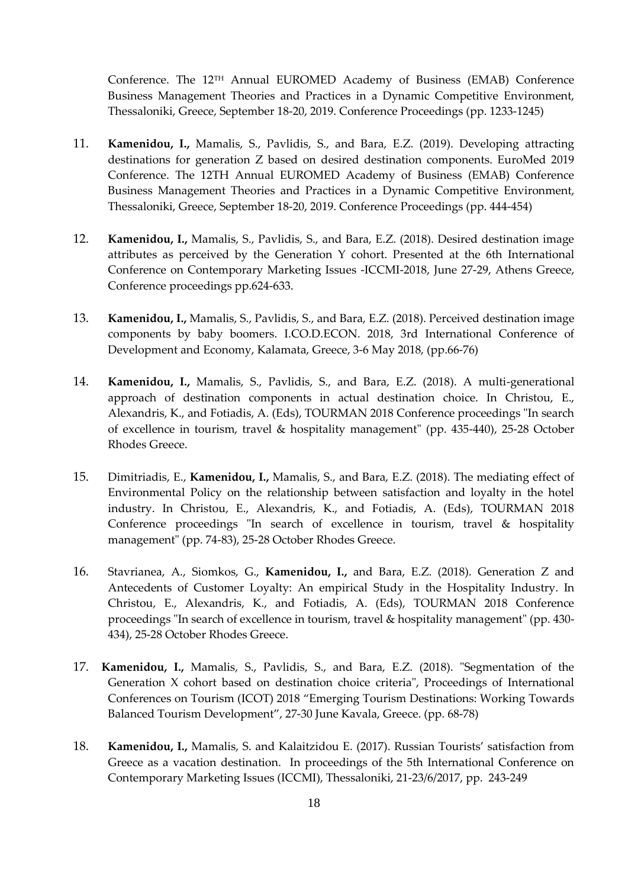Conference. The 12TH Annual EUROMED Academy of Business (EMAB) Conference Business Management Theories and Practices in a Dynamic Competitive Environment, Thessaloniki, Greece, September 18-20, 2019. Conference Proceedings (pp. 1233-1245)

11. **Kamenidou, I.,** Mamalis, S., Pavlidis, S., and Bara, E.Z. (2019). Developing attracting destinations for generation Z based on desired destination components. EuroMed 2019 Conference. The 12TH Annual EUROMED Academy of Business (EMAB) Conference Business Management Theories and Practices in a Dynamic Competitive Environment, Thessaloniki, Greece, September 18-20, 2019. Conference Proceedings (pp. 444-454)

12. **Kamenidou, I.,** Mamalis, S., Pavlidis, S., and Bara, E.Z. (2018). Desired destination image attributes as perceived by the Generation Y cohort. Presented at the 6th International Conference on Contemporary Marketing Issues -ICCMI-2018, June 27-29, Athens Greece, Conference proceedings pp.624-633.

13. **Kamenidou, I.,** Mamalis, S., Pavlidis, S., and Bara, E.Z. (2018). Perceived destination image components by baby boomers. I.CO.D.ECON. 2018, 3rd International Conference of Development and Economy, Kalamata, Greece, 3-6 May 2018, (pp.66-76)

14. **Kamenidou, I.,** Mamalis, S., Pavlidis, S., and Bara, E.Z. (2018). A multi-generational approach of destination components in actual destination choice. In Christou, E., Alexandris, K., and Fotiadis, A. (Eds), TOURMAN 2018 Conference proceedings "In search of excellence in tourism, travel & hospitality management" (pp. 435-440), 25-28 October Rhodes Greece.

15. Dimitriadis, E., **Kamenidou, I.,** Mamalis, S., and Bara, E.Z. (2018). The mediating effect of Environmental Policy on the relationship between satisfaction and loyalty in the hotel industry. In Christou, E., Alexandris, K., and Fotiadis, A. (Eds), TOURMAN 2018 Conference proceedings "In search of excellence in tourism, travel & hospitality management" (pp. 74-83), 25-28 October Rhodes Greece.

16. Stavrianea, A., Siomkos, G., **Kamenidou, I.,** and Bara, E.Z. (2018). Generation Z and Antecedents of Customer Loyalty: An empirical Study in the Hospitality Industry. In Christou, E., Alexandris, K., and Fotiadis, A. (Eds), TOURMAN 2018 Conference proceedings "In search of excellence in tourism, travel & hospitality management" (pp. 430-434), 25-28 October Rhodes Greece.

17. **Kamenidou, I.,** Mamalis, S., Pavlidis, S., and Bara, E.Z. (2018). "Segmentation of the Generation X cohort based on destination choice criteria", Proceedings of International Conferences on Tourism (ICOT) 2018 "Emerging Tourism Destinations: Working Towards Balanced Tourism Development", 27-30 June Kavala, Greece. (pp. 68-78)

18. **Kamenidou, I.,** Mamalis, S. and Kalaitzidou E. (2017). Russian Tourists' satisfaction from Greece as a vacation destination. In proceedings of the 5th International Conference on Contemporary Marketing Issues (ICCMI), Thessaloniki, 21-23/6/2017, pp. 243-249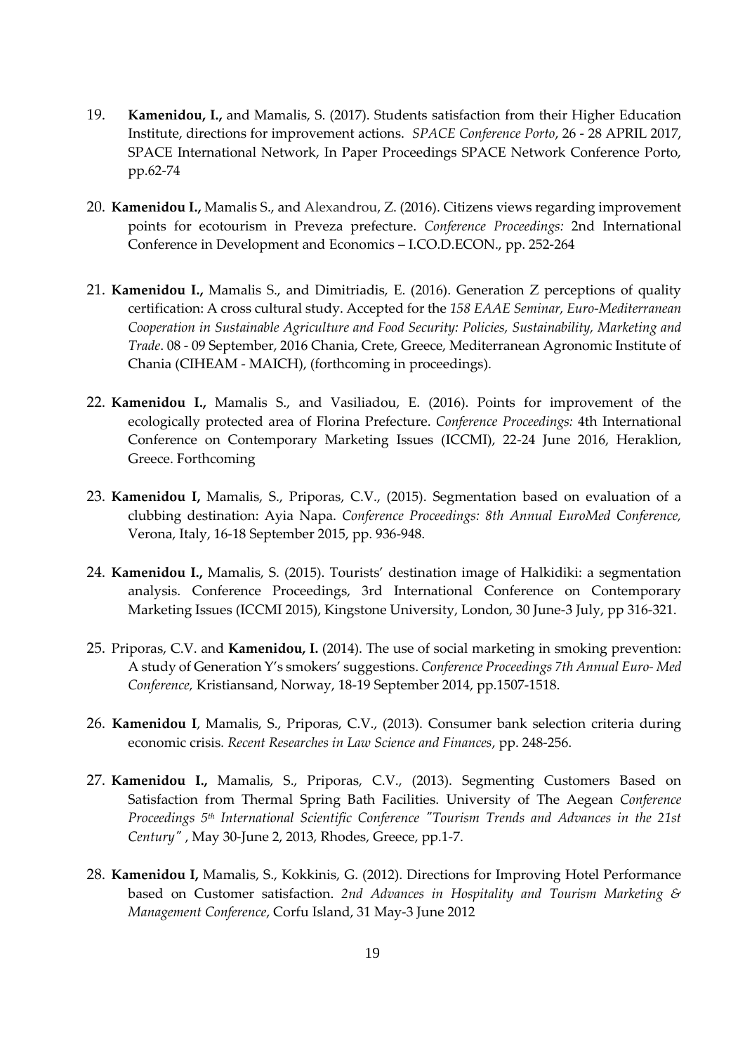19. **Kamenidou, I.,** and Mamalis, S. (2017). Students satisfaction from their Higher Education Institute, directions for improvement actions. *SPACE Conference Porto*, 26 - 28 APRIL 2017, SPACE International Network, In Paper Proceedings SPACE Network Conference Porto, pp.62-74

20. **Kamenidou I.,** Mamalis S., and Alexandrou, Z. (2016). Citizens views regarding improvement points for ecotourism in Preveza prefecture. *Conference Proceedings:* 2nd International Conference in Development and Economics – I.CO.D.ECON., pp. 252-264

21. **Kamenidou I.,** Mamalis S., and Dimitriadis, E. (2016). Generation Z perceptions of quality certification: A cross cultural study. Accepted for the *158 EAAE Seminar, Euro-Mediterranean Cooperation in Sustainable Agriculture and Food Security: Policies, Sustainability, Marketing and Trade*. 08 - 09 September, 2016 Chania, Crete, Greece, Mediterranean Agronomic Institute of Chania (CIHEAM - MAICH), (forthcoming in proceedings).

22. **Kamenidou I.,** Mamalis S., and Vasiliadou, E. (2016). Points for improvement of the ecologically protected area of Florina Prefecture. *Conference Proceedings:* 4th International Conference on Contemporary Marketing Issues (ICCMI), 22-24 June 2016, Heraklion, Greece. Forthcoming

23. **Kamenidou I,** Mamalis, S., Priporas, C.V., (2015). Segmentation based on evaluation of a clubbing destination: Ayia Napa. *Conference Proceedings: 8th Annual EuroMed Conference,* Verona, Italy, 16-18 September 2015, pp. 936-948.

24. **Kamenidou I.,** Mamalis, S. (2015). Tourists' destination image of Halkidiki: a segmentation analysis. Conference Proceedings, 3rd International Conference on Contemporary Marketing Issues (ICCMI 2015), Kingstone University, London, 30 June-3 July, pp 316-321.

25. Priporas, C.V. and **Kamenidou, I.** (2014). The use of social marketing in smoking prevention: A study of Generation Y's smokers' suggestions. *Conference Proceedings 7th Annual Euro- Med Conference,* Kristiansand, Norway, 18-19 September 2014, pp.1507-1518.

26. **Kamenidou I**, Mamalis, S., Priporas, C.V., (2013). Consumer bank selection criteria during economic crisis. *Recent Researches in Law Science and Finances*, pp. 248-256.

27. **Kamenidou I.,** Mamalis, S., Priporas, C.V., (2013). Segmenting Customers Based on Satisfaction from Thermal Spring Bath Facilities. University of The Aegean *Conference Proceedings 5th International Scientific Conference "Tourism Trends and Advances in the 21st Century"* , May 30-June 2, 2013, Rhodes, Greece, pp.1-7.

28. **Kamenidou I,** Mamalis, S., Kokkinis, G. (2012). Directions for Improving Hotel Performance based on Customer satisfaction. *2nd Advances in Hospitality and Tourism Marketing & Management Conference*, Corfu Island, 31 May-3 June 2012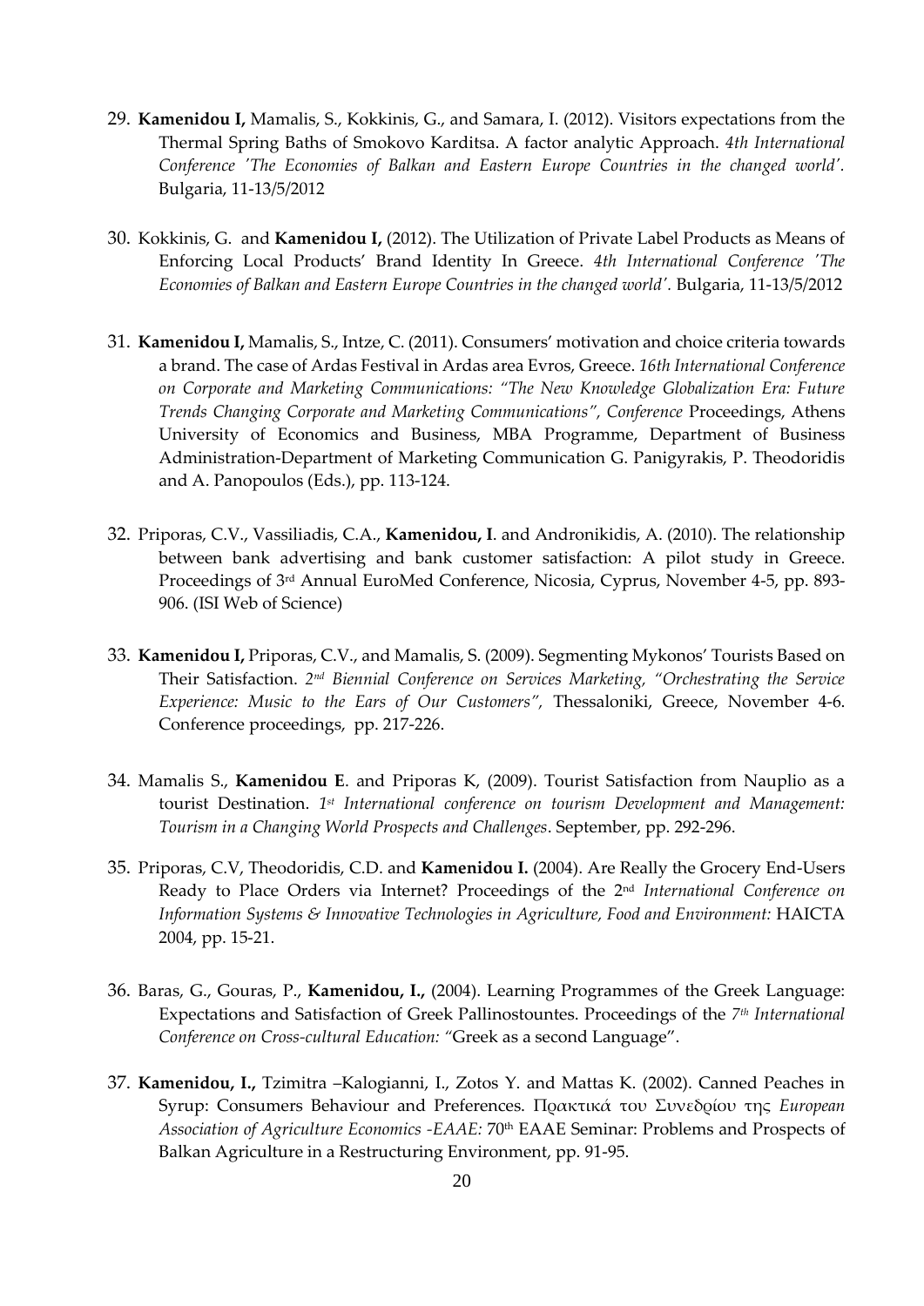29. **Kamenidou I,** Mamalis, S., Kokkinis, G., and Samara, I. (2012). Visitors expectations from the Thermal Spring Baths of Smokovo Karditsa. A factor analytic Approach. *4th International Conference 'The Economies of Balkan and Eastern Europe Countries in the changed world'.* Bulgaria, 11-13/5/2012

30. Kokkinis, G. and **Kamenidou I,** (2012). The Utilization of Private Label Products as Means of Enforcing Local Products' Brand Identity In Greece. *4th International Conference 'The Economies of Balkan and Eastern Europe Countries in the changed world'.* Bulgaria, 11-13/5/2012

31. **Kamenidou I,** Mamalis, S., Intze, C. (2011). Consumers' motivation and choice criteria towards a brand. The case of Ardas Festival in Ardas area Evros, Greece. *16th International Conference on Corporate and Marketing Communications: "The New Knowledge Globalization Era: Future Trends Changing Corporate and Marketing Communications", Conference* Proceedings, Athens University of Economics and Business, MBA Programme, Department of Business Administration-Department of Marketing Communication G. Panigyrakis, P. Theodoridis and A. Panopoulos (Eds.), pp. 113-124.

32. Priporas, C.V., Vassiliadis, C.A., **Kamenidou, I**. and Andronikidis, A. (2010). The relationship between bank advertising and bank customer satisfaction: A pilot study in Greece. Proceedings of 3rd Annual EuroMed Conference, Nicosia, Cyprus, November 4-5, pp. 893-906. (ISI Web of Science)

33. **Kamenidou I,** Priporas, C.V., and Mamalis, S. (2009). Segmenting Mykonos' Tourists Based on Their Satisfaction. *2nd Biennial Conference on Services Marketing, "Orchestrating the Service Experience: Music to the Ears of Our Customers",* Thessaloniki, Greece, November 4-6. Conference proceedings, pp. 217-226.

34. Mamalis S., **Kamenidou E**. and Priporas K, (2009). Tourist Satisfaction from Nauplio as a tourist Destination. *1st International conference on tourism Development and Management: Tourism in a Changing World Prospects and Challenges*. September, pp. 292-296.

35. Priporas, C.V, Theodoridis, C.D. and **Kamenidou I.** (2004). Are Really the Grocery End-Users Ready to Place Orders via Internet? Proceedings of the 2nd *International Conference on Information Systems & Innovative Technologies in Agriculture, Food and Environment:* HAICTA 2004, pp. 15-21.

36. Baras, G., Gouras, P., **Kamenidou, I.,** (2004). Learning Programmes of the Greek Language: Expectations and Satisfaction of Greek Pallinostountes. Proceedings of the *7th International Conference on Cross-cultural Education: "*Greek as a second Language".

37. **Kamenidou, I.,** Tzimitra –Kalogianni, I., Zotos Y. and Mattas K. (2002). Canned Peaches in Syrup: Consumers Behaviour and Preferences. Πρακτικά του Συνεδρίου της *European Association of Agriculture Economics -EAAE:* 70th EAAE Seminar: Problems and Prospects of Balkan Agriculture in a Restructuring Environment, pp. 91-95.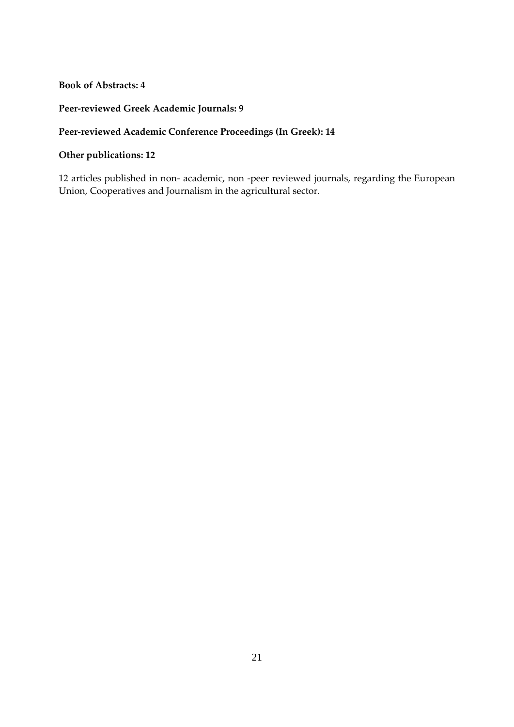**Book of Abstracts: 4**

**Peer-reviewed Greek Academic Journals: 9**

**Peer-reviewed Academic Conference Proceedings (In Greek): 14**

**Other publications: 12**

12 articles published in non- academic, non -peer reviewed journals, regarding the European Union, Cooperatives and Journalism in the agricultural sector.